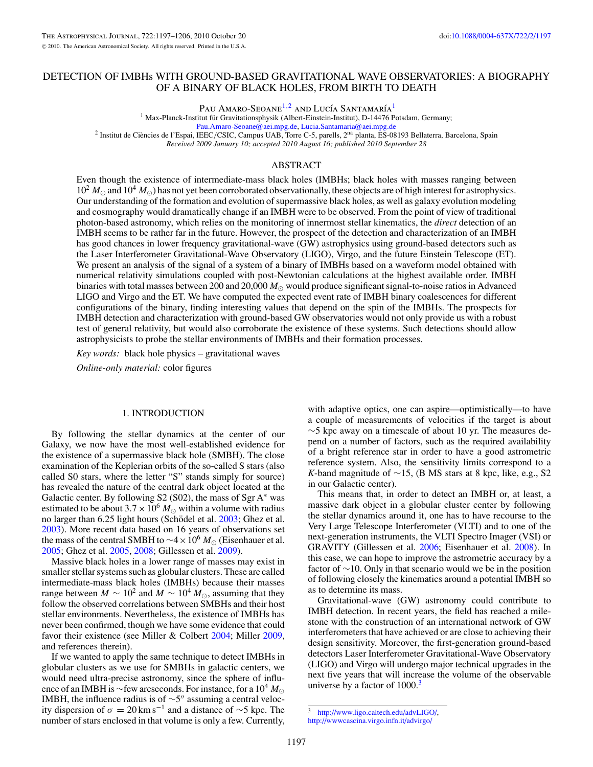# DETECTION OF IMBHs WITH GROUND-BASED GRAVITATIONAL WAVE OBSERVATORIES: A BIOGRAPHY OF A BINARY OF BLACK HOLES, FROM BIRTH TO DEATH

Pau Amaro-Seoane[1,2] and Lucía Santamaría[1]

[1] Max-Planck-Institut für Gravitationsphysik (Albert-Einstein-Institut), D-14476 Potsdam, Germany; Pau.Amaro-Seoane@aei.mpg.de, Lucia.Santamaria@aei.mpg.de

[2] Institut de Ciències de l'Espai, IEEC/CSIC, Campus UAB, Torre C-5, parells, 2[na] planta, ES-08193 Bellaterra, Barcelona, Spain

*Received 2009 January 10; accepted 2010 August 16; published 2010 September 28*

## ABSTRACT

Even though the existence of intermediate-mass black holes (IMBHs; black holes with masses ranging between $10^2\,M_\odot$ and $10^4\,M_\odot$) has not yet been corroborated observationally, these objects are of high interest for astrophysics. Our understanding of the formation and evolution of supermassive black holes, as well as galaxy evolution modeling and cosmography would dramatically change if an IMBH were to be observed. From the point of view of traditional photon-based astronomy, which relies on the monitoring of innermost stellar kinematics, the *direct* detection of an IMBH seems to be rather far in the future. However, the prospect of the detection and characterization of an IMBH has good chances in lower frequency gravitational-wave (GW) astrophysics using ground-based detectors such as the Laser Interferometer Gravitational-Wave Observatory (LIGO), Virgo, and the future Einstein Telescope (ET). We present an analysis of the signal of a system of a binary of IMBHs based on a waveform model obtained with numerical relativity simulations coupled with post-Newtonian calculations at the highest available order. IMBH binaries with total masses between 200 and 20,000 $M_\odot$ would produce significant signal-to-noise ratios in Advanced LIGO and Virgo and the ET. We have computed the expected event rate of IMBH binary coalescences for different configurations of the binary, finding interesting values that depend on the spin of the IMBHs. The prospects for IMBH detection and characterization with ground-based GW observatories would not only provide us with a robust test of general relativity, but would also corroborate the existence of these systems. Such detections should allow astrophysicists to probe the stellar environments of IMBHs and their formation processes.

*Key words:* black hole physics – gravitational waves

*Online-only material:* color figures

## 1. INTRODUCTION

By following the stellar dynamics at the center of our Galaxy, we now have the most well-established evidence for the existence of a supermassive black hole (SMBH). The close examination of the Keplerian orbits of the so-called S stars (also called S0 stars, where the letter "S" stands simply for source) has revealed the nature of the central dark object located at the Galactic center. By following S2 (S02), the mass of Sgr A* was estimated to be about $3.7 \times 10^6\,M_\odot$ within a volume with radius no larger than 6.25 light hours (Schödel et al. 2003; Ghez et al. 2003). More recent data based on 16 years of observations set the mass of the central SMBH to $\sim 4 \times 10^6\,M_\odot$ (Eisenhauer et al. 2005; Ghez et al. 2005, 2008; Gillessen et al. 2009).

Massive black holes in a lower range of masses may exist in smaller stellar systems such as globular clusters. These are called intermediate-mass black holes (IMBHs) because their masses range between $M \sim 10^2$ and $M \sim 10^4\,M_\odot$, assuming that they follow the observed correlations between SMBHs and their host stellar environments. Nevertheless, the existence of IMBHs has never been confirmed, though we have some evidence that could favor their existence (see Miller & Colbert 2004; Miller 2009, and references therein).

If we wanted to apply the same technique to detect IMBHs in globular clusters as we use for SMBHs in galactic centers, we would need ultra-precise astronomy, since the sphere of influence of an IMBH is ~few arcseconds. For instance, for a $10^4\,M_\odot$ IMBH, the influence radius is of $\sim 5''$ assuming a central velocity dispersion of $\sigma = 20\,\mathrm{km\,s^{-1}}$ and a distance of ~5 kpc. The number of stars enclosed in that volume is only a few. Currently, with adaptive optics, one can aspire—optimistically—to have a couple of measurements of velocities if the target is about ~5 kpc away on a timescale of about 10 yr. The measures depend on a number of factors, such as the required availability of a bright reference star in order to have a good astrometric reference system. Also, the sensitivity limits correspond to a *K*-band magnitude of ~15, (B MS stars at 8 kpc, like, e.g., S2 in our Galactic center).

This means that, in order to detect an IMBH or, at least, a massive dark object in a globular cluster center by following the stellar dynamics around it, one has to have recourse to the Very Large Telescope Interferometer (VLTI) and to one of the next-generation instruments, the VLTI Spectro Imager (VSI) or GRAVITY (Gillessen et al. 2006; Eisenhauer et al. 2008). In this case, we can hope to improve the astrometric accuracy by a factor of ~10. Only in that scenario would we be in the position of following closely the kinematics around a potential IMBH so as to determine its mass.

Gravitational-wave (GW) astronomy could contribute to IMBH detection. In recent years, the field has reached a milestone with the construction of an international network of GW interferometers that have achieved or are close to achieving their design sensitivity. Moreover, the first-generation ground-based detectors Laser Interferometer Gravitational-Wave Observatory (LIGO) and Virgo will undergo major technical upgrades in the next five years that will increase the volume of the observable universe by a factor of 1000.[3]

[3] http://www.ligo.caltech.edu/advLIGO/, http://wwwcascina.virgo.infn.it/advirgo/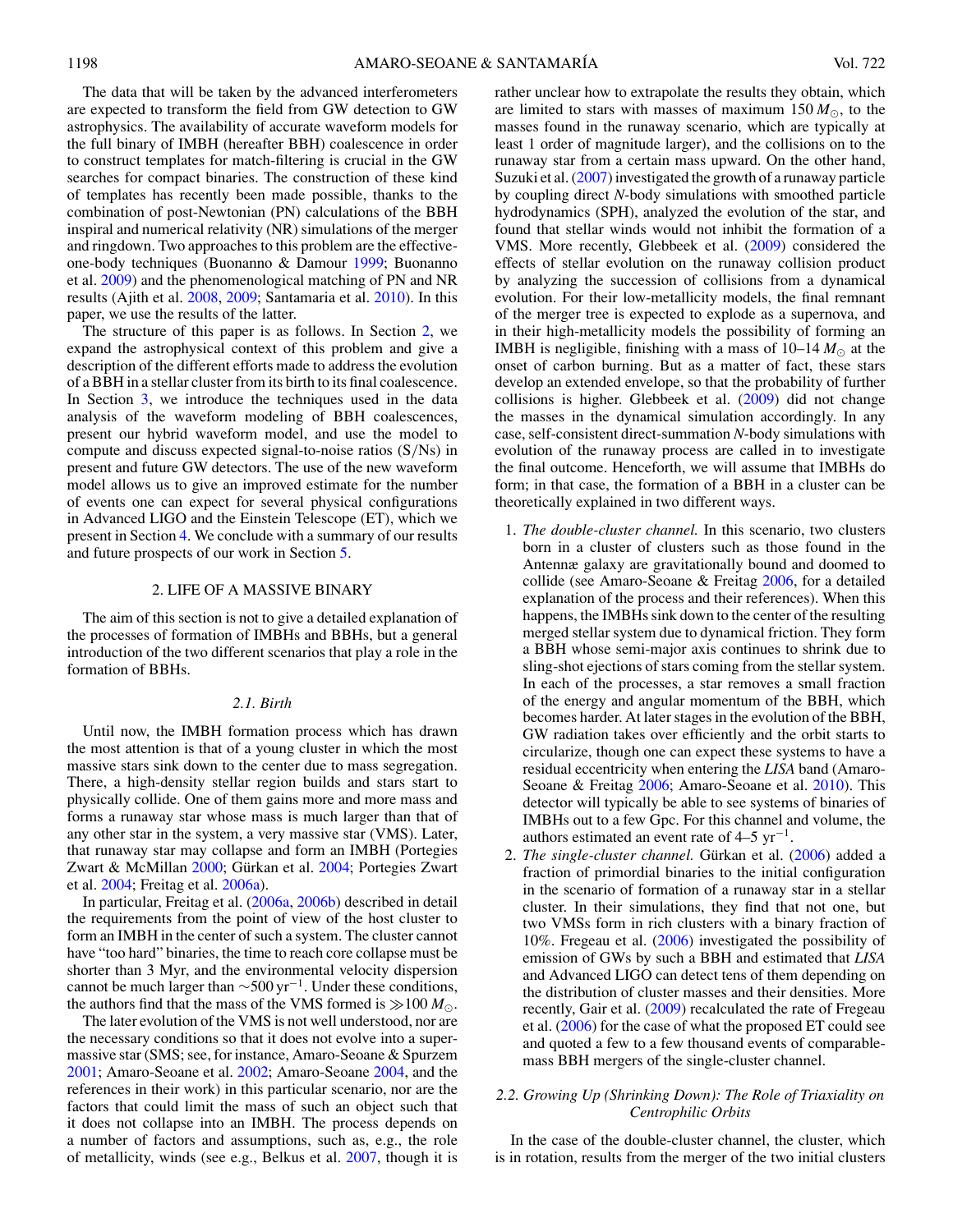The data that will be taken by the advanced interferometers are expected to transform the field from GW detection to GW astrophysics. The availability of accurate waveform models for the full binary of IMBH (hereafter BBH) coalescence in order to construct templates for match-filtering is crucial in the GW searches for compact binaries. The construction of these kind of templates has recently been made possible, thanks to the combination of post-Newtonian (PN) calculations of the BBH inspiral and numerical relativity (NR) simulations of the merger and ringdown. Two approaches to this problem are the effective-one-body techniques (Buonanno & Damour 1999; Buonanno et al. 2009) and the phenomenological matching of PN and NR results (Ajith et al. 2008, 2009; Santamaria et al. 2010). In this paper, we use the results of the latter.

The structure of this paper is as follows. In Section 2, we expand the astrophysical context of this problem and give a description of the different efforts made to address the evolution of a BBH in a stellar cluster from its birth to its final coalescence. In Section 3, we introduce the techniques used in the data analysis of the waveform modeling of BBH coalescences, present our hybrid waveform model, and use the model to compute and discuss expected signal-to-noise ratios (S/Ns) in present and future GW detectors. The use of the new waveform model allows us to give an improved estimate for the number of events one can expect for several physical configurations in Advanced LIGO and the Einstein Telescope (ET), which we present in Section 4. We conclude with a summary of our results and future prospects of our work in Section 5.

## 2. LIFE OF A MASSIVE BINARY

The aim of this section is not to give a detailed explanation of the processes of formation of IMBHs and BBHs, but a general introduction of the two different scenarios that play a role in the formation of BBHs.

### 2.1. Birth

Until now, the IMBH formation process which has drawn the most attention is that of a young cluster in which the most massive stars sink down to the center due to mass segregation. There, a high-density stellar region builds and stars start to physically collide. One of them gains more and more mass and forms a runaway star whose mass is much larger than that of any other star in the system, a very massive star (VMS). Later, that runaway star may collapse and form an IMBH (Portegies Zwart & McMillan 2000; Gürkan et al. 2004; Portegies Zwart et al. 2004; Freitag et al. 2006a).

In particular, Freitag et al. (2006a, 2006b) described in detail the requirements from the point of view of the host cluster to form an IMBH in the center of such a system. The cluster cannot have "too hard" binaries, the time to reach core collapse must be shorter than 3 Myr, and the environmental velocity dispersion cannot be much larger than $\sim 500\,\mathrm{yr}^{-1}$. Under these conditions, the authors find that the mass of the VMS formed is $\gg 100\,M_{\odot}$.

The later evolution of the VMS is not well understood, nor are the necessary conditions so that it does not evolve into a supermassive star (SMS; see, for instance, Amaro-Seoane & Spurzem 2001; Amaro-Seoane et al. 2002; Amaro-Seoane 2004, and the references in their work) in this particular scenario, nor are the factors that could limit the mass of such an object such that it does not collapse into an IMBH. The process depends on a number of factors and assumptions, such as, e.g., the role of metallicity, winds (see e.g., Belkus et al. 2007, though it is rather unclear how to extrapolate the results they obtain, which are limited to stars with masses of maximum $150\,M_{\odot}$, to the masses found in the runaway scenario, which are typically at least 1 order of magnitude larger), and the collisions on to the runaway star from a certain mass upward. On the other hand, Suzuki et al. (2007) investigated the growth of a runaway particle by coupling direct *N*-body simulations with smoothed particle hydrodynamics (SPH), analyzed the evolution of the star, and found that stellar winds would not inhibit the formation of a VMS. More recently, Glebbeek et al. (2009) considered the effects of stellar evolution on the runaway collision product by analyzing the succession of collisions from a dynamical evolution. For their low-metallicity models, the final remnant of the merger tree is expected to explode as a supernova, and in their high-metallicity models the possibility of forming an IMBH is negligible, finishing with a mass of 10–14 $M_{\odot}$ at the onset of carbon burning. But as a matter of fact, these stars develop an extended envelope, so that the probability of further collisions is higher. Glebbeek et al. (2009) did not change the masses in the dynamical simulation accordingly. In any case, self-consistent direct-summation *N*-body simulations with evolution of the runaway process are called in to investigate the final outcome. Henceforth, we will assume that IMBHs do form; in that case, the formation of a BBH in a cluster can be theoretically explained in two different ways.

1. *The double-cluster channel.* In this scenario, two clusters born in a cluster of clusters such as those found in the Antennæ galaxy are gravitationally bound and doomed to collide (see Amaro-Seoane & Freitag 2006, for a detailed explanation of the process and their references). When this happens, the IMBHs sink down to the center of the resulting merged stellar system due to dynamical friction. They form a BBH whose semi-major axis continues to shrink due to sling-shot ejections of stars coming from the stellar system. In each of the processes, a star removes a small fraction of the energy and angular momentum of the BBH, which becomes harder. At later stages in the evolution of the BBH, GW radiation takes over efficiently and the orbit starts to circularize, though one can expect these systems to have a residual eccentricity when entering the *LISA* band (Amaro-Seoane & Freitag 2006; Amaro-Seoane et al. 2010). This detector will typically be able to see systems of binaries of IMBHs out to a few Gpc. For this channel and volume, the authors estimated an event rate of 4–5 $\mathrm{yr}^{-1}$.
2. *The single-cluster channel.* Gürkan et al. (2006) added a fraction of primordial binaries to the initial configuration in the scenario of formation of a runaway star in a stellar cluster. In their simulations, they find that not one, but two VMSs form in rich clusters with a binary fraction of 10%. Fregeau et al. (2006) investigated the possibility of emission of GWs by such a BBH and estimated that *LISA* and Advanced LIGO can detect tens of them depending on the distribution of cluster masses and their densities. More recently, Gair et al. (2009) recalculated the rate of Fregeau et al. (2006) for the case of what the proposed ET could see and quoted a few to a few thousand events of comparable-mass BBH mergers of the single-cluster channel.

### 2.2. Growing Up (Shrinking Down): The Role of Triaxiality on Centrophilic Orbits

In the case of the double-cluster channel, the cluster, which is in rotation, results from the merger of the two initial clusters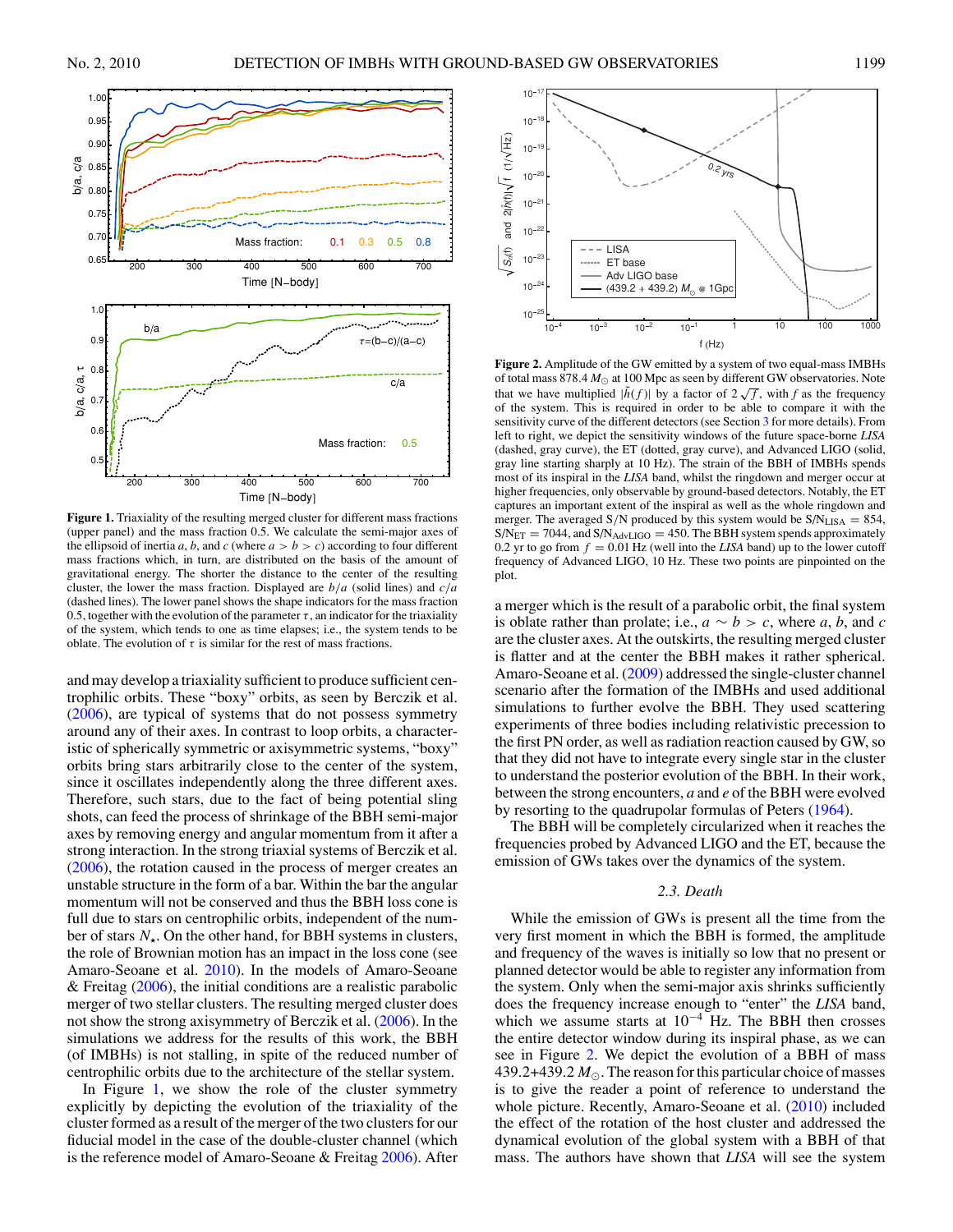**Figure 1.** Triaxiality of the resulting merged cluster for different mass fractions (upper panel) and the mass fraction 0.5. We calculate the semi-major axes of the ellipsoid of inertia $a$, $b$, and $c$ (where $a > b > c$) according to four different mass fractions which, in turn, are distributed on the basis of the amount of gravitational energy. The shorter the distance to the center of the resulting cluster, the lower the mass fraction. Displayed are $b/a$ (solid lines) and $c/a$ (dashed lines). The lower panel shows the shape indicators for the mass fraction 0.5, together with the evolution of the parameter $\tau$, an indicator for the triaxiality of the system, which tends to one as time elapses; i.e., the system tends to be oblate. The evolution of $\tau$ is similar for the rest of mass fractions.

and may develop a triaxiality sufficient to produce sufficient centrophilic orbits. These "boxy" orbits, as seen by Berczik et al. (2006), are typical of systems that do not possess symmetry around any of their axes. In contrast to loop orbits, a characteristic of spherically symmetric or axisymmetric systems, "boxy" orbits bring stars arbitrarily close to the center of the system, since it oscillates independently along the three different axes. Therefore, such stars, due to the fact of being potential sling shots, can feed the process of shrinkage of the BBH semi-major axes by removing energy and angular momentum from it after a strong interaction. In the strong triaxial systems of Berczik et al. (2006), the rotation caused in the process of merger creates an unstable structure in the form of a bar. Within the bar the angular momentum will not be conserved and thus the BBH loss cone is full due to stars on centrophilic orbits, independent of the number of stars $N_\star$. On the other hand, for BBH systems in clusters, the role of Brownian motion has an impact in the loss cone (see Amaro-Seoane et al. 2010). In the models of Amaro-Seoane & Freitag (2006), the initial conditions are a realistic parabolic merger of two stellar clusters. The resulting merged cluster does not show the strong axisymmetry of Berczik et al. (2006). In the simulations we address for the results of this work, the BBH (of IMBHs) is not stalling, in spite of the reduced number of centrophilic orbits due to the architecture of the stellar system.

In Figure 1, we show the role of the cluster symmetry explicitly by depicting the evolution of the triaxiality of the cluster formed as a result of the merger of the two clusters for our fiducial model in the case of the double-cluster channel (which is the reference model of Amaro-Seoane & Freitag 2006). After a merger which is the result of a parabolic orbit, the final system is oblate rather than prolate; i.e., $a \sim b > c$, where $a$, $b$, and $c$ are the cluster axes. At the outskirts, the resulting merged cluster is flatter and at the center the BBH makes it rather spherical. Amaro-Seoane et al. (2009) addressed the single-cluster channel scenario after the formation of the IMBHs and used additional simulations to further evolve the BBH. They used scattering experiments of three bodies including relativistic precession to the first PN order, as well as radiation reaction caused by GW, so that they did not have to integrate every single star in the cluster to understand the posterior evolution of the BBH. In their work, between the strong encounters, $a$ and $e$ of the BBH were evolved by resorting to the quadrupolar formulas of Peters (1964).

**Figure 2.** Amplitude of the GW emitted by a system of two equal-mass IMBHs of total mass 878.4 $M_\odot$ at 100 Mpc as seen by different GW observatories. Note that we have multiplied $|\tilde{h}(f)|$ by a factor of $2\sqrt{f}$, with $f$ as the frequency of the system. This is required in order to be able to compare it with the sensitivity curve of the different detectors (see Section 3 for more details). From left to right, we depict the sensitivity windows of the future space-borne *LISA* (dashed, gray curve), the ET (dotted, gray curve), and Advanced LIGO (solid, gray line starting sharply at 10 Hz). The strain of the BBH of IMBHs spends most of its inspiral in the *LISA* band, whilst the ringdown and merger occur at higher frequencies, only observable by ground-based detectors. Notably, the ET captures an important extent of the inspiral as well as the whole ringdown and merger. The averaged S/N produced by this system would be $\mathrm{S/N_{LISA}} = 854$, $\mathrm{S/N_{ET}} = 7044$, and $\mathrm{S/N_{AdvLIGO}} = 450$. The BBH system spends approximately 0.2 yr to go from $f = 0.01$ Hz (well into the *LISA* band) up to the lower cutoff frequency of Advanced LIGO, 10 Hz. These two points are pinpointed on the plot.

The BBH will be completely circularized when it reaches the frequencies probed by Advanced LIGO and the ET, because the emission of GWs takes over the dynamics of the system.

### 2.3. Death

While the emission of GWs is present all the time from the very first moment in which the BBH is formed, the amplitude and frequency of the waves is initially so low that no present or planned detector would be able to register any information from the system. Only when the semi-major axis shrinks sufficiently does the frequency increase enough to "enter" the *LISA* band, which we assume starts at $10^{-4}$ Hz. The BBH then crosses the entire detector window during its inspiral phase, as we can see in Figure 2. We depict the evolution of a BBH of mass 439.2+439.2 $M_\odot$. The reason for this particular choice of masses is to give the reader a point of reference to understand the whole picture. Recently, Amaro-Seoane et al. (2010) included the effect of the rotation of the host cluster and addressed the dynamical evolution of the global system with a BBH of that mass. The authors have shown that *LISA* will see the system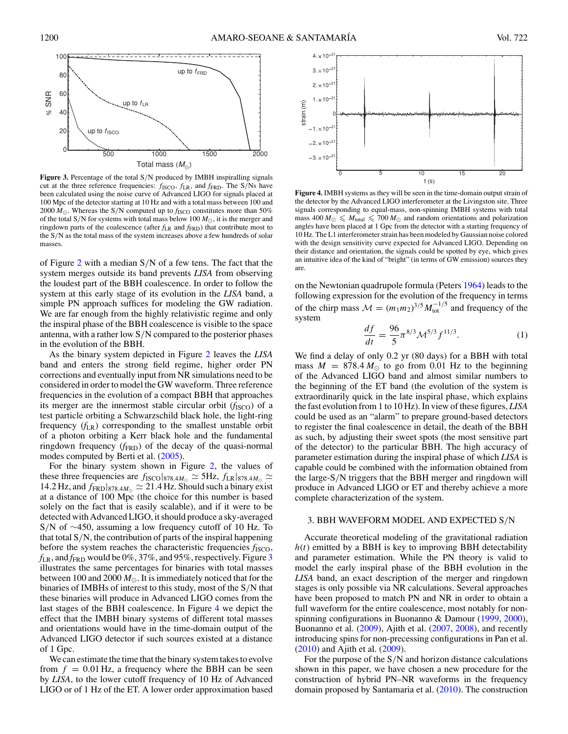**Figure 3.** Percentage of the total S/N produced by IMBH inspiralling signals cut at the three reference frequencies: $f_{\rm ISCO}$, $f_{\rm LR}$, and $f_{\rm FRD}$. The S/Ns have been calculated using the noise curve of Advanced LIGO for signals placed at 100 Mpc of the detector starting at 10 Hz and with a total mass between 100 and 2000 $M_\odot$. Whereas the S/N computed up to $f_{\rm ISCO}$ constitutes more than 50% of the total S/N for systems with total mass below 100 $M_\odot$, it is the merger and ringdown parts of the coalescence (after $f_{\rm LR}$ and $f_{\rm FRD}$) that contribute most to the S/N as the total mass of the system increases above a few hundreds of solar masses.

**Figure 4.** IMBH systems as they will be seen in the time-domain output strain of the detector by the Advanced LIGO interferometer at the Livingston site. Three signals corresponding to equal-mass, non-spinning IMBH systems with total mass 400 $M_\odot \leqslant M_{\rm total} \leqslant 700\, M_\odot$ and random orientations and polarization angles have been placed at 1 Gpc from the detector with a starting frequency of 10 Hz. The L1 interferometer strain has been modeled by Gaussian noise colored with the design sensitivity curve expected for Advanced LIGO. Depending on their distance and orientation, the signals could be spotted by eye, which gives an intuitive idea of the kind of "bright" (in terms of GW emission) sources they are.

of Figure 2 with a median S/N of a few tens. The fact that the system merges outside its band prevents *LISA* from observing the loudest part of the BBH coalescence. In order to follow the system at this early stage of its evolution in the *LISA* band, a simple PN approach suffices for modeling the GW radiation. We are far enough from the highly relativistic regime and only the inspiral phase of the BBH coalescence is visible to the space antenna, with a rather low S/N compared to the posterior phases in the evolution of the BBH.

As the binary system depicted in Figure 2 leaves the *LISA* band and enters the strong field regime, higher order PN corrections and eventually input from NR simulations need to be considered in order to model the GW waveform. Three reference frequencies in the evolution of a compact BBH that approaches its merger are the innermost stable circular orbit ($f_{\rm ISCO}$) of a test particle orbiting a Schwarzschild black hole, the light-ring frequency ($f_{\rm LR}$) corresponding to the smallest unstable orbit of a photon orbiting a Kerr black hole and the fundamental ringdown frequency ($f_{\rm FRD}$) of the decay of the quasi-normal modes computed by Berti et al. (2005).

For the binary system shown in Figure 2, the values of these three frequencies are $f_{\rm ISCO}|_{878.4M_\odot} \simeq 5$Hz, $f_{\rm LR}|_{878.4M_\odot} \simeq 14.2$ Hz, and $f_{\rm FRD}|_{878.4M_\odot} \simeq 21.4$ Hz. Should such a binary exist at a distance of 100 Mpc (the choice for this number is based solely on the fact that is easily scalable), and if it were to be detected with Advanced LIGO, it should produce a sky-averaged S/N of ~450, assuming a low frequency cutoff of 10 Hz. To that total S/N, the contribution of parts of the inspiral happening before the system reaches the characteristic frequencies $f_{\rm ISCO}$, $f_{\rm LR}$, and $f_{\rm FRD}$ would be 0%, 37%, and 95%, respectively. Figure 3 illustrates the same percentages for binaries with total masses between 100 and 2000 $M_\odot$. It is immediately noticed that for the binaries of IMBHs of interest to this study, most of the S/N that these binaries will produce in Advanced LIGO comes from the last stages of the BBH coalescence. In Figure 4 we depict the effect that the IMBH binary systems of different total masses and orientations would have in the time-domain output of the Advanced LIGO detector if such sources existed at a distance of 1 Gpc.

We can estimate the time that the binary system takes to evolve from $f = 0.01$ Hz, a frequency where the BBH can be seen by *LISA*, to the lower cutoff frequency of 10 Hz of Advanced LIGO or of 1 Hz of the ET. A lower order approximation based on the Newtonian quadrupole formula (Peters 1964) leads to the following expression for the evolution of the frequency in terms of the chirp mass $\mathcal{M} = (m_1 m_2)^{3/5} M_{\rm tot}^{-1/5}$ and frequency of the system

$$\frac{df}{dt} = \frac{96}{5}\pi^{8/3}\mathcal{M}^{5/3} f^{11/3}. \quad (1)$$

We find a delay of only 0.2 yr (80 days) for a BBH with total mass $M = 878.4\, M_\odot$ to go from 0.01 Hz to the beginning of the Advanced LIGO band and almost similar numbers to the beginning of the ET band (the evolution of the system is extraordinarily quick in the late inspiral phase, which explains the fast evolution from 1 to 10 Hz). In view of these figures, *LISA* could be used as an "alarm" to prepare ground-based detectors to register the final coalescence in detail, the death of the BBH as such, by adjusting their sweet spots (the most sensitive part of the detector) to the particular BBH. The high accuracy of parameter estimation during the inspiral phase of which *LISA* is capable could be combined with the information obtained from the large-S/N triggers that the BBH merger and ringdown will produce in Advanced LIGO or ET and thereby achieve a more complete characterization of the system.

## 3. BBH WAVEFORM MODEL AND EXPECTED S/N

Accurate theoretical modeling of the gravitational radiation $h(t)$ emitted by a BBH is key to improving BBH detectability and parameter estimation. While the PN theory is valid to model the early inspiral phase of the BBH evolution in the *LISA* band, an exact description of the merger and ringdown stages is only possible via NR calculations. Several approaches have been proposed to match PN and NR in order to obtain a full waveform for the entire coalescence, most notably for non-spinning configurations in Buonanno & Damour (1999, 2000), Buonanno et al. (2009), Ajith et al. (2007, 2008), and recently introducing spins for non-precessing configurations in Pan et al. (2010) and Ajith et al. (2009).

For the purpose of the S/N and horizon distance calculations shown in this paper, we have chosen a new procedure for the construction of hybrid PN–NR waveforms in the frequency domain proposed by Santamaria et al. (2010). The construction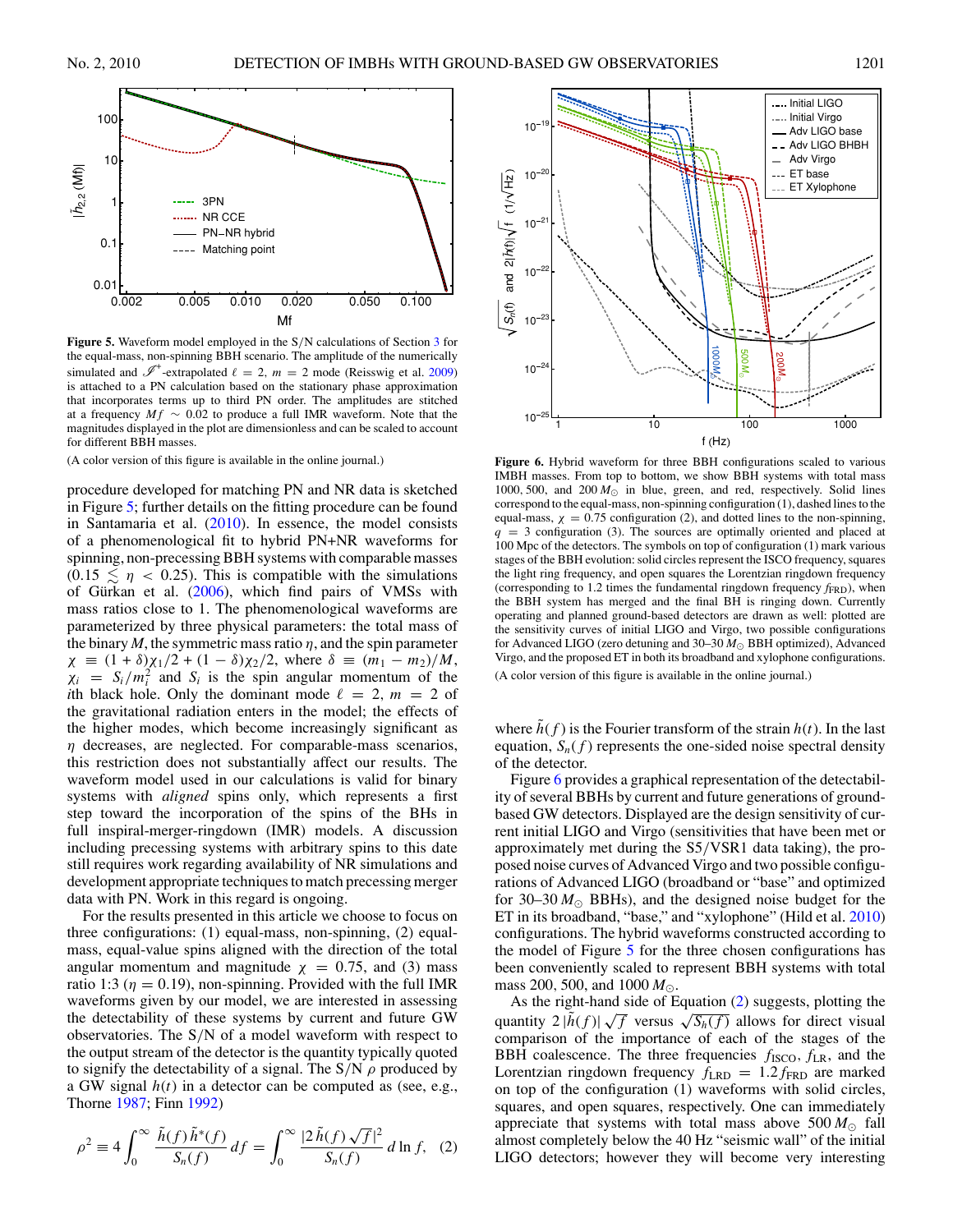**Figure 5.** Waveform model employed in the S/N calculations of Section 3 for the equal-mass, non-spinning BBH scenario. The amplitude of the numerically simulated and $\mathscr{I}^+$-extrapolated $\ell = 2$, $m = 2$ mode (Reisswig et al. 2009) is attached to a PN calculation based on the stationary phase approximation that incorporates terms up to third PN order. The amplitudes are stitched at a frequency $Mf \sim 0.02$ to produce a full IMR waveform. Note that the magnitudes displayed in the plot are dimensionless and can be scaled to account for different BBH masses.

(A color version of this figure is available in the online journal.)

procedure developed for matching PN and NR data is sketched in Figure 5; further details on the fitting procedure can be found in Santamaria et al. (2010). In essence, the model consists of a phenomenological fit to hybrid PN+NR waveforms for spinning, non-precessing BBH systems with comparable masses ($0.15 \lesssim \eta < 0.25$). This is compatible with the simulations of Gürkan et al. (2006), which find pairs of VMSs with mass ratios close to 1. The phenomenological waveforms are parameterized by three physical parameters: the total mass of the binary $M$, the symmetric mass ratio $\eta$, and the spin parameter $\chi \equiv (1+\delta)\chi_1/2 + (1-\delta)\chi_2/2$, where $\delta \equiv (m_1 - m_2)/M$, $\chi_i = S_i/m_i^2$ and $S_i$ is the spin angular momentum of the $i$th black hole. Only the dominant mode $\ell = 2$, $m = 2$ of the gravitational radiation enters in the model; the effects of the higher modes, which become increasingly significant as $\eta$ decreases, are neglected. For comparable-mass scenarios, this restriction does not substantially affect our results. The waveform model used in our calculations is valid for binary systems with *aligned* spins only, which represents a first step toward the incorporation of the spins of the BHs in full inspiral-merger-ringdown (IMR) models. A discussion including precessing systems with arbitrary spins to this date still requires work regarding availability of NR simulations and development appropriate techniques to match precessing merger data with PN. Work in this regard is ongoing.

For the results presented in this article we choose to focus on three configurations: (1) equal-mass, non-spinning, (2) equal-mass, equal-value spins aligned with the direction of the total angular momentum and magnitude $\chi = 0.75$, and (3) mass ratio 1:3 ($\eta = 0.19$), non-spinning. Provided with the full IMR waveforms given by our model, we are interested in assessing the detectability of these systems by current and future GW observatories. The S/N of a model waveform with respect to the output stream of the detector is the quantity typically quoted to signify the detectability of a signal. The S/N $\rho$ produced by a GW signal $h(t)$ in a detector can be computed as (see, e.g., Thorne 1987; Finn 1992)

$$\rho^2 \equiv 4 \int_0^\infty \frac{\tilde{h}(f)\,\tilde{h}^*(f)}{S_n(f)}\,df = \int_0^\infty \frac{|2\,\tilde{h}(f)\sqrt{f}\,|^2}{S_n(f)}\,d\ln f, \quad (2)$$

**Figure 6.** Hybrid waveform for three BBH configurations scaled to various IMBH masses. From top to bottom, we show BBH systems with total mass 1000, 500, and 200 $M_\odot$ in blue, green, and red, respectively. Solid lines correspond to the equal-mass, non-spinning configuration (1), dashed lines to the equal-mass, $\chi = 0.75$ configuration (2), and dotted lines to the non-spinning, $q = 3$ configuration (3). The sources are optimally oriented and placed at 100 Mpc of the detectors. The symbols on top of configuration (1) mark various stages of the BBH evolution: solid circles represent the ISCO frequency, squares the light ring frequency, and open squares the Lorentzian ringdown frequency (corresponding to 1.2 times the fundamental ringdown frequency $f_{\mathrm{FRD}}$), when the BBH system has merged and the final BH is ringing down. Currently operating and planned ground-based detectors are drawn as well: plotted are the sensitivity curves of initial LIGO and Virgo, two possible configurations for Advanced LIGO (zero detuning and 30–30 $M_\odot$ BBH optimized), Advanced Virgo, and the proposed ET in both its broadband and xylophone configurations.

(A color version of this figure is available in the online journal.)

where $\tilde{h}(f)$ is the Fourier transform of the strain $h(t)$. In the last equation, $S_n(f)$ represents the one-sided noise spectral density of the detector.

Figure 6 provides a graphical representation of the detectability of several BBHs by current and future generations of ground-based GW detectors. Displayed are the design sensitivity of current initial LIGO and Virgo (sensitivities that have been met or approximately met during the S5/VSR1 data taking), the proposed noise curves of Advanced Virgo and two possible configurations of Advanced LIGO (broadband or "base" and optimized for 30–30 $M_\odot$ BBHs), and the designed noise budget for the ET in its broadband, "base," and "xylophone" (Hild et al. 2010) configurations. The hybrid waveforms constructed according to the model of Figure 5 for the three chosen configurations has been conveniently scaled to represent BBH systems with total mass 200, 500, and 1000 $M_\odot$.

As the right-hand side of Equation (2) suggests, plotting the quantity $2\,|\tilde{h}(f)|\sqrt{f}$ versus $\sqrt{S_h(f)}$ allows for direct visual comparison of the importance of each of the stages of the BBH coalescence. The three frequencies $f_{\mathrm{ISCO}}$, $f_{\mathrm{LR}}$, and the Lorentzian ringdown frequency $f_{\mathrm{LRD}} = 1.2 f_{\mathrm{FRD}}$ are marked on top of the configuration (1) waveforms with solid circles, squares, and open squares, respectively. One can immediately appreciate that systems with total mass above 500 $M_\odot$ fall almost completely below the 40 Hz "seismic wall" of the initial LIGO detectors; however they will become very interesting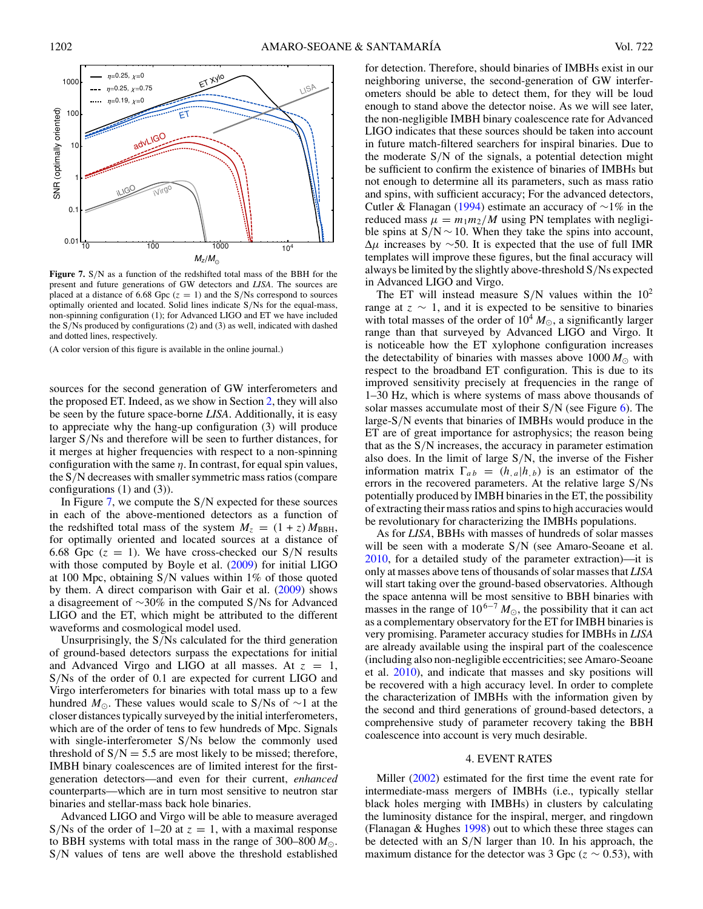**Figure 7.** S/N as a function of the redshifted total mass of the BBH for the present and future generations of GW detectors and *LISA*. The sources are placed at a distance of 6.68 Gpc ($z = 1$) and the S/Ns correspond to sources optimally oriented and located. Solid lines indicate S/Ns for the equal-mass, non-spinning configuration (1); for Advanced LIGO and ET we have included the S/Ns produced by configurations (2) and (3) as well, indicated with dashed and dotted lines, respectively.

(A color version of this figure is available in the online journal.)

sources for the second generation of GW interferometers and the proposed ET. Indeed, as we show in Section 2, they will also be seen by the future space-borne *LISA*. Additionally, it is easy to appreciate why the hang-up configuration (3) will produce larger S/Ns and therefore will be seen to further distances, for it merges at higher frequencies with respect to a non-spinning configuration with the same $\eta$. In contrast, for equal spin values, the S/N decreases with smaller symmetric mass ratios (compare configurations (1) and (3)).

In Figure 7, we compute the S/N expected for these sources in each of the above-mentioned detectors as a function of the redshifted total mass of the system $M_z = (1 + z)\,M_{\rm BBH}$, for optimally oriented and located sources at a distance of 6.68 Gpc ($z = 1$). We have cross-checked our S/N results with those computed by Boyle et al. (2009) for initial LIGO at 100 Mpc, obtaining S/N values within 1% of those quoted by them. A direct comparison with Gair et al. (2009) shows a disagreement of ~30% in the computed S/Ns for Advanced LIGO and the ET, which might be attributed to the different waveforms and cosmological model used.

Unsurprisingly, the S/Ns calculated for the third generation of ground-based detectors surpass the expectations for initial and Advanced Virgo and LIGO at all masses. At $z = 1$, S/Ns of the order of 0.1 are expected for current LIGO and Virgo interferometers for binaries with total mass up to a few hundred $M_\odot$. These values would scale to S/Ns of ~1 at the closer distances typically surveyed by the initial interferometers, which are of the order of tens to few hundreds of Mpc. Signals with single-interferometer S/Ns below the commonly used threshold of S/N = 5.5 are most likely to be missed; therefore, IMBH binary coalescences are of limited interest for the first-generation detectors—and even for their current, *enhanced* counterparts—which are in turn most sensitive to neutron star binaries and stellar-mass back hole binaries.

Advanced LIGO and Virgo will be able to measure averaged S/Ns of the order of 1–20 at $z = 1$, with a maximal response to BBH systems with total mass in the range of 300–800 $M_\odot$. S/N values of tens are well above the threshold established for detection. Therefore, should binaries of IMBHs exist in our neighboring universe, the second-generation of GW interferometers should be able to detect them, for they will be loud enough to stand above the detector noise. As we will see later, the non-negligible IMBH binary coalescence rate for Advanced LIGO indicates that these sources should be taken into account in future match-filtered searchers for inspiral binaries. Due to the moderate S/N of the signals, a potential detection might be sufficient to confirm the existence of binaries of IMBHs but not enough to determine all its parameters, such as mass ratio and spins, with sufficient accuracy; For the advanced detectors, Cutler & Flanagan (1994) estimate an accuracy of ~1% in the reduced mass $\mu = m_1 m_2/M$ using PN templates with negligible spins at S/N ~ 10. When they take the spins into account, $\Delta\mu$ increases by ~50. It is expected that the use of full IMR templates will improve these figures, but the final accuracy will always be limited by the slightly above-threshold S/Ns expected in Advanced LIGO and Virgo.

The ET will instead measure S/N values within the $10^2$ range at $z \sim 1$, and it is expected to be sensitive to binaries with total masses of the order of $10^4\,M_\odot$, a significantly larger range than that surveyed by Advanced LIGO and Virgo. It is noticeable how the ET xylophone configuration increases the detectability of binaries with masses above 1000 $M_\odot$ with respect to the broadband ET configuration. This is due to its improved sensitivity precisely at frequencies in the range of 1–30 Hz, which is where systems of mass above thousands of solar masses accumulate most of their S/N (see Figure 6). The large-S/N events that binaries of IMBHs would produce in the ET are of great importance for astrophysics; the reason being that as the S/N increases, the accuracy in parameter estimation also does. In the limit of large S/N, the inverse of the Fisher information matrix $\Gamma_{ab} = (h_{,a}|h_{,b})$ is an estimator of the errors in the recovered parameters. At the relative large S/Ns potentially produced by IMBH binaries in the ET, the possibility of extracting their mass ratios and spins to high accuracies would be revolutionary for characterizing the IMBHs populations.

As for *LISA*, BBHs with masses of hundreds of solar masses will be seen with a moderate S/N (see Amaro-Seoane et al. 2010, for a detailed study of the parameter extraction)—it is only at masses above tens of thousands of solar masses that *LISA* will start taking over the ground-based observatories. Although the space antenna will be most sensitive to BBH binaries with masses in the range of $10^{6-7}\,M_\odot$, the possibility that it can act as a complementary observatory for the ET for IMBH binaries is very promising. Parameter accuracy studies for IMBHs in *LISA* are already available using the inspiral part of the coalescence (including also non-negligible eccentricities; see Amaro-Seoane et al. 2010), and indicate that masses and sky positions will be recovered with a high accuracy level. In order to complete the characterization of IMBHs with the information given by the second and third generations of ground-based detectors, a comprehensive study of parameter recovery taking the BBH coalescence into account is very much desirable.

## 4. EVENT RATES

Miller (2002) estimated for the first time the event rate for intermediate-mass mergers of IMBHs (i.e., typically stellar black holes merging with IMBHs) in clusters by calculating the luminosity distance for the inspiral, merger, and ringdown (Flanagan & Hughes 1998) out to which these three stages can be detected with an S/N larger than 10. In his approach, the maximum distance for the detector was 3 Gpc ($z \sim 0.53$), with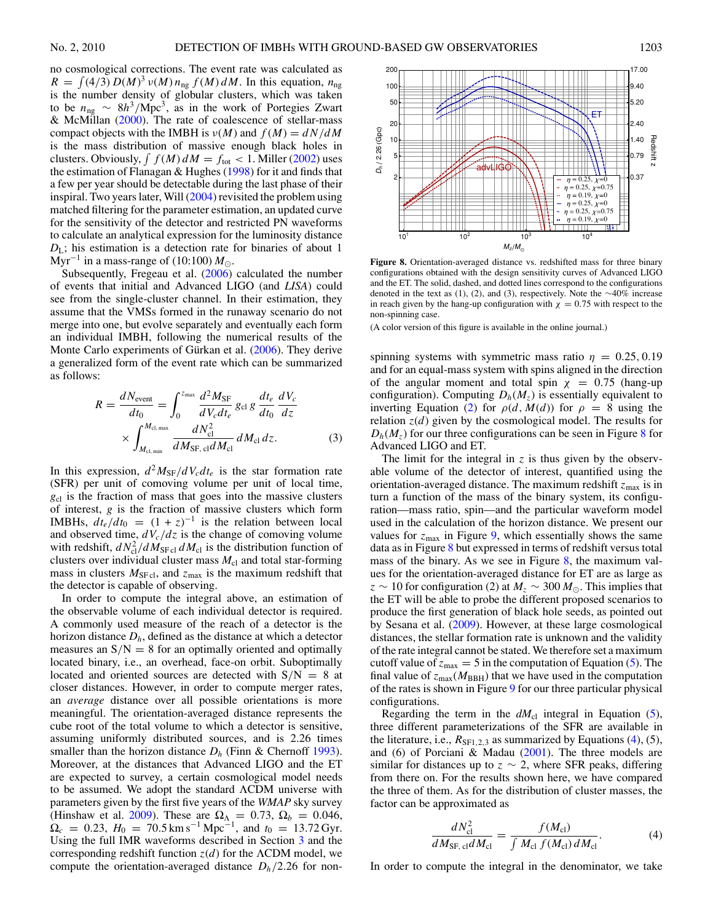no cosmological corrections. The event rate was calculated as $R = \int (4/3)\, D(M)^3\, \nu(M)\, n_{\rm ng}\, f(M)\, dM$. In this equation, $n_{\rm ng}$ is the number density of globular clusters, which was taken to be $n_{\rm ng} \sim 8h^3/{\rm Mpc}^3$, as in the work of Portegies Zwart & McMillan (2000). The rate of coalescence of stellar-mass compact objects with the IMBH is $\nu(M)$ and $f(M) = dN/dM$ is the mass distribution of massive enough black holes in clusters. Obviously, $\int f(M)\, dM = f_{\rm tot} < 1$. Miller (2002) uses the estimation of Flanagan & Hughes (1998) for it and finds that a few per year should be detectable during the last phase of their inspiral. Two years later, Will (2004) revisited the problem using matched filtering for the parameter estimation, an updated curve for the sensitivity of the detector and restricted PN waveforms to calculate an analytical expression for the luminosity distance $D_{\rm L}$; his estimation is a detection rate for binaries of about 1 ${\rm Myr}^{-1}$ in a mass-range of (10:100) $M_\odot$.

Subsequently, Fregeau et al. (2006) calculated the number of events that initial and Advanced LIGO (and *LISA*) could see from the single-cluster channel. In their estimation, they assume that the VMSs formed in the runaway scenario do not merge into one, but evolve separately and eventually each form an individual IMBH, following the numerical results of the Monte Carlo experiments of Gürkan et al. (2006). They derive a generalized form of the event rate which can be summarized as follows:

$$R = \frac{dN_{\rm event}}{dt_0} = \int_0^{z_{\rm max}} \frac{d^2 M_{\rm SF}}{dV_c dt_e}\, g_{\rm cl}\, g\, \frac{dt_e}{dt_0}\, \frac{dV_c}{dz} \times \int_{M_{\rm cl,\,min}}^{M_{\rm cl,\,max}} \frac{dN^2_{\rm cl}}{dM_{\rm SF,\,cl} dM_{\rm cl}}\, dM_{\rm cl}\, dz. \tag{3}$$

In this expression, $d^2 M_{\rm SF}/dV_c dt_e$ is the star formation rate (SFR) per unit of comoving volume per unit of local time, $g_{\rm cl}$ is the fraction of mass that goes into the massive clusters of interest, $g$ is the fraction of massive clusters which form IMBHs, $dt_e/dt_0 = (1+z)^{-1}$ is the relation between local and observed time, $dV_c/dz$ is the change of comoving volume with redshift, $dN^2_{\rm cl}/dM_{\rm SF\,cl}\, dM_{\rm cl}$ is the distribution function of clusters over individual cluster mass $M_{\rm cl}$ and total star-forming mass in clusters $M_{\rm SF\,cl}$, and $z_{\rm max}$ is the maximum redshift that the detector is capable of observing.

In order to compute the integral above, an estimation of the observable volume of each individual detector is required. A commonly used measure of the reach of a detector is the horizon distance $D_h$, defined as the distance at which a detector measures an S/N = 8 for an optimally oriented and optimally located binary, i.e., an overhead, face-on orbit. Suboptimally located and oriented sources are detected with S/N = 8 at closer distances. However, in order to compute merger rates, an *average* distance over all possible orientations is more meaningful. The orientation-averaged distance represents the cube root of the total volume to which a detector is sensitive, assuming uniformly distributed sources, and is 2.26 times smaller than the horizon distance $D_h$ (Finn & Chernoff 1993). Moreover, at the distances that Advanced LIGO and the ET are expected to survey, a certain cosmological model needs to be assumed. We adopt the standard ΛCDM universe with parameters given by the first five years of the *WMAP* sky survey (Hinshaw et al. 2009). These are $\Omega_\Lambda = 0.73$, $\Omega_b = 0.046$, $\Omega_c = 0.23$, $H_0 = 70.5\,{\rm km\,s^{-1}\,Mpc^{-1}}$, and $t_0 = 13.72$ Gyr. Using the full IMR waveforms described in Section 3 and the corresponding redshift function $z(d)$ for the ΛCDM model, we compute the orientation-averaged distance $D_h/2.26$ for non-spinning systems with symmetric mass ratio $\eta = 0.25, 0.19$ and for an equal-mass system with spins aligned in the direction of the angular momentum and total spin $\chi = 0.75$ (hang-up configuration). Computing $D_h(M_z)$ is essentially equivalent to inverting Equation (2) for $\rho(d, M(d))$ for $\rho = 8$ using the relation $z(d)$ given by the cosmological model. The results for $D_h(M_z)$ for our three configurations can be seen in Figure 8 for Advanced LIGO and ET.

**Figure 8.** Orientation-averaged distance vs. redshifted mass for three binary configurations obtained with the design sensitivity curves of Advanced LIGO and the ET. The solid, dashed, and dotted lines correspond to the configurations denoted in the text as (1), (2), and (3), respectively. Note the ∼40% increase in reach given by the hang-up configuration with $\chi = 0.75$ with respect to the non-spinning case.

(A color version of this figure is available in the online journal.)

The limit for the integral in $z$ is thus given by the observable volume of the detector of interest, quantified using the orientation-averaged distance. The maximum redshift $z_{\rm max}$ is in turn a function of the mass of the binary system, its configuration—mass ratio, spin—and the particular waveform model used in the calculation of the horizon distance. We present our values for $z_{\rm max}$ in Figure 9, which essentially shows the same data as in Figure 8 but expressed in terms of redshift versus total mass of the binary. As we see in Figure 8, the maximum values for the orientation-averaged distance are as large as $z \sim 10$ for configuration (2) at $M_z \sim 300\, M_\odot$. This implies that the ET will be able to probe the different proposed scenarios to produce the first generation of black hole seeds, as pointed out by Sesana et al. (2009). However, at these large cosmological distances, the stellar formation rate is unknown and the validity of the rate integral cannot be stated. We therefore set a maximum cutoff value of $z_{\rm max} = 5$ in the computation of Equation (5). The final value of $z_{\rm max}(M_{\rm BBH})$ that we have used in the computation of the rates is shown in Figure 9 for our three particular physical configurations.

Regarding the term in the $dM_{\rm cl}$ integral in Equation (5), three different parameterizations of the SFR are available in the literature, i.e., $R_{\rm SF1,2,3}$ as summarized by Equations (4), (5), and (6) of Porciani & Madau (2001). The three models are similar for distances up to $z \sim 2$, where SFR peaks, differing from there on. For the results shown here, we have compared the three of them. As for the distribution of cluster masses, the factor can be approximated as

$$\frac{dN^2_{\rm cl}}{dM_{\rm SF,\,cl} dM_{\rm cl}} = \frac{f(M_{\rm cl})}{\int M_{\rm cl}\, f(M_{\rm cl})\, dM_{\rm cl}}. \tag{4}$$

In order to compute the integral in the denominator, we take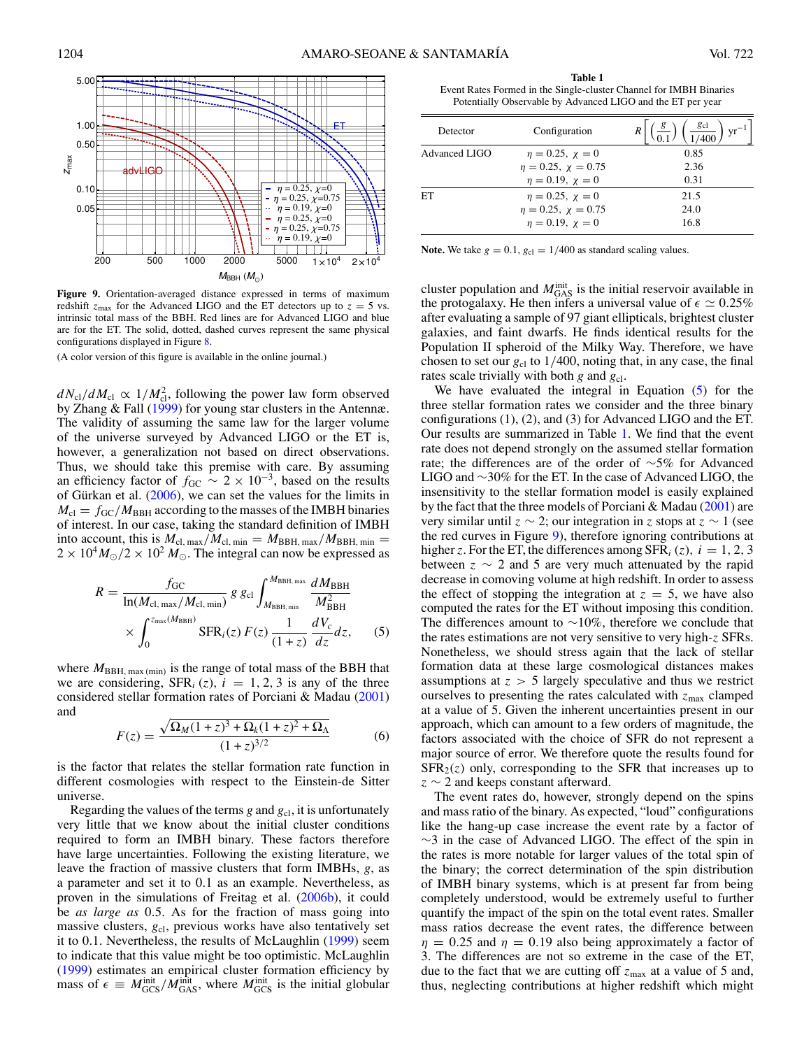Figure 9. Orientation-averaged distance expressed in terms of maximum redshift $z_{max}$ for the Advanced LIGO and the ET detectors up to $z = 5$ vs. intrinsic total mass of the BBH. Red lines are for Advanced LIGO and blue are for the ET. The solid, dotted, dashed curves represent the same physical configurations displayed in Figure 8.

(A color version of this figure is available in the online journal.)

$dN_{cl}/dM_{cl} \propto 1/M_{cl}^2$, following the power law form observed by Zhang & Fall (1999) for young star clusters in the Antennæ. The validity of assuming the same law for the larger volume of the universe surveyed by Advanced LIGO or the ET is, however, a generalization not based on direct observations. Thus, we should take this premise with care. By assuming an efficiency factor of $f_{GC} \sim 2 \times 10^{-3}$, based on the results of Gürkan et al. (2006), we can set the values for the limits in $M_{cl} = f_{GC}/M_{BBH}$ according to the masses of the IMBH binaries of interest. In our case, taking the standard definition of IMBH into account, this is $M_{cl,\,max}/M_{cl,\,min} = M_{BBH,\,max}/M_{BBH,\,min} = 2 \times 10^4 M_\odot / 2 \times 10^2\, M_\odot$. The integral can now be expressed as

$$R = \frac{f_{GC}}{\ln(M_{cl,\,max}/M_{cl,\,min})}\, g\, g_{cl} \int_{M_{BBH,\,min}}^{M_{BBH,\,max}} \frac{dM_{BBH}}{M_{BBH}^2} \times \int_0^{z_{max}(M_{BBH})} \mathrm{SFR}_i(z)\, F(z)\, \frac{1}{(1+z)} \frac{dV_c}{dz} dz, \quad (5)$$

where $M_{BBH,\,max\,(min)}$ is the range of total mass of the BBH that we are considering, $\mathrm{SFR}_i(z)$, $i = 1, 2, 3$ is any of the three considered stellar formation rates of Porciani & Madau (2001) and

$$F(z) = \frac{\sqrt{\Omega_M(1+z)^3 + \Omega_k(1+z)^2 + \Omega_\Lambda}}{(1+z)^{3/2}} \quad (6)$$

is the factor that relates the stellar formation rate function in different cosmologies with respect to the Einstein-de Sitter universe.

Regarding the values of the terms $g$ and $g_{cl}$, it is unfortunately very little that we know about the initial cluster conditions required to form an IMBH binary. These factors therefore have large uncertainties. Following the existing literature, we leave the fraction of massive clusters that form IMBHs, $g$, as a parameter and set it to 0.1 as an example. Nevertheless, as proven in the simulations of Freitag et al. (2006b), it could be *as large as* 0.5. As for the fraction of mass going into massive clusters, $g_{cl}$, previous works have also tentatively set it to 0.1. Nevertheless, the results of McLaughlin (1999) seem to indicate that this value might be too optimistic. McLaughlin (1999) estimates an empirical cluster formation efficiency by mass of $\epsilon \equiv M_{GCS}^{init}/M_{GAS}^{init}$, where $M_{GCS}^{init}$ is the initial globular cluster population and $M_{GAS}^{init}$ is the initial reservoir available in the protogalaxy. He then infers a universal value of $\epsilon \simeq 0.25\%$ after evaluating a sample of 97 giant ellipticals, brightest cluster galaxies, and faint dwarfs. He finds identical results for the Population II spheroid of the Milky Way. Therefore, we have chosen to set our $g_{cl}$ to 1/400, noting that, in any case, the final rates scale trivially with both $g$ and $g_{cl}$.

**Table 1**
Event Rates Formed in the Single-cluster Channel for IMBH Binaries Potentially Observable by Advanced LIGO and the ET per year

| Detector | Configuration | $R\left[\left(\frac{g}{0.1}\right)\left(\frac{g_{cl}}{1/400}\right)\mathrm{yr}^{-1}\right]$ |
|---|---|---|
| Advanced LIGO | $\eta = 0.25,\ \chi = 0$ | 0.85 |
| | $\eta = 0.25,\ \chi = 0.75$ | 2.36 |
| | $\eta = 0.19,\ \chi = 0$ | 0.31 |
| ET | $\eta = 0.25,\ \chi = 0$ | 21.5 |
| | $\eta = 0.25,\ \chi = 0.75$ | 24.0 |
| | $\eta = 0.19,\ \chi = 0$ | 16.8 |

**Note.** We take $g = 0.1$, $g_{cl} = 1/400$ as standard scaling values.

We have evaluated the integral in Equation (5) for the three stellar formation rates we consider and the three binary configurations (1), (2), and (3) for Advanced LIGO and the ET. Our results are summarized in Table 1. We find that the event rate does not depend strongly on the assumed stellar formation rate; the differences are of the order of ∼5% for Advanced LIGO and ∼30% for the ET. In the case of Advanced LIGO, the insensitivity to the stellar formation model is easily explained by the fact that the three models of Porciani & Madau (2001) are very similar until $z \sim 2$; our integration in $z$ stops at $z \sim 1$ (see the red curves in Figure 9), therefore ignoring contributions at higher $z$. For the ET, the differences among $\mathrm{SFR}_i(z)$, $i = 1, 2, 3$ between $z \sim 2$ and 5 are very much attenuated by the rapid decrease in comoving volume at high redshift. In order to assess the effect of stopping the integration at $z = 5$, we have also computed the rates for the ET without imposing this condition. The differences amount to ∼10%, therefore we conclude that the rates estimations are not very sensitive to very high-$z$ SFRs. Nonetheless, we should stress again that the lack of stellar formation data at these large cosmological distances makes assumptions at $z > 5$ largely speculative and thus we restrict ourselves to presenting the rates calculated with $z_{max}$ clamped at a value of 5. Given the inherent uncertainties present in our approach, which can amount to a few orders of magnitude, the factors associated with the choice of SFR do not represent a major source of error. We therefore quote the results found for $\mathrm{SFR}_2(z)$ only, corresponding to the SFR that increases up to $z \sim 2$ and keeps constant afterward.

The event rates do, however, strongly depend on the spins and mass ratio of the binary. As expected, "loud" configurations like the hang-up case increase the event rate by a factor of ∼3 in the case of Advanced LIGO. The effect of the spin in the rates is more notable for larger values of the total spin of the binary; the correct determination of the spin distribution of IMBH binary systems, which is at present far from being completely understood, would be extremely useful to further quantify the impact of the spin on the total event rates. Smaller mass ratios decrease the event rates, the difference between $\eta = 0.25$ and $\eta = 0.19$ also being approximately a factor of 3. The differences are not so extreme in the case of the ET, due to the fact that we are cutting off $z_{max}$ at a value of 5 and, thus, neglecting contributions at higher redshift which might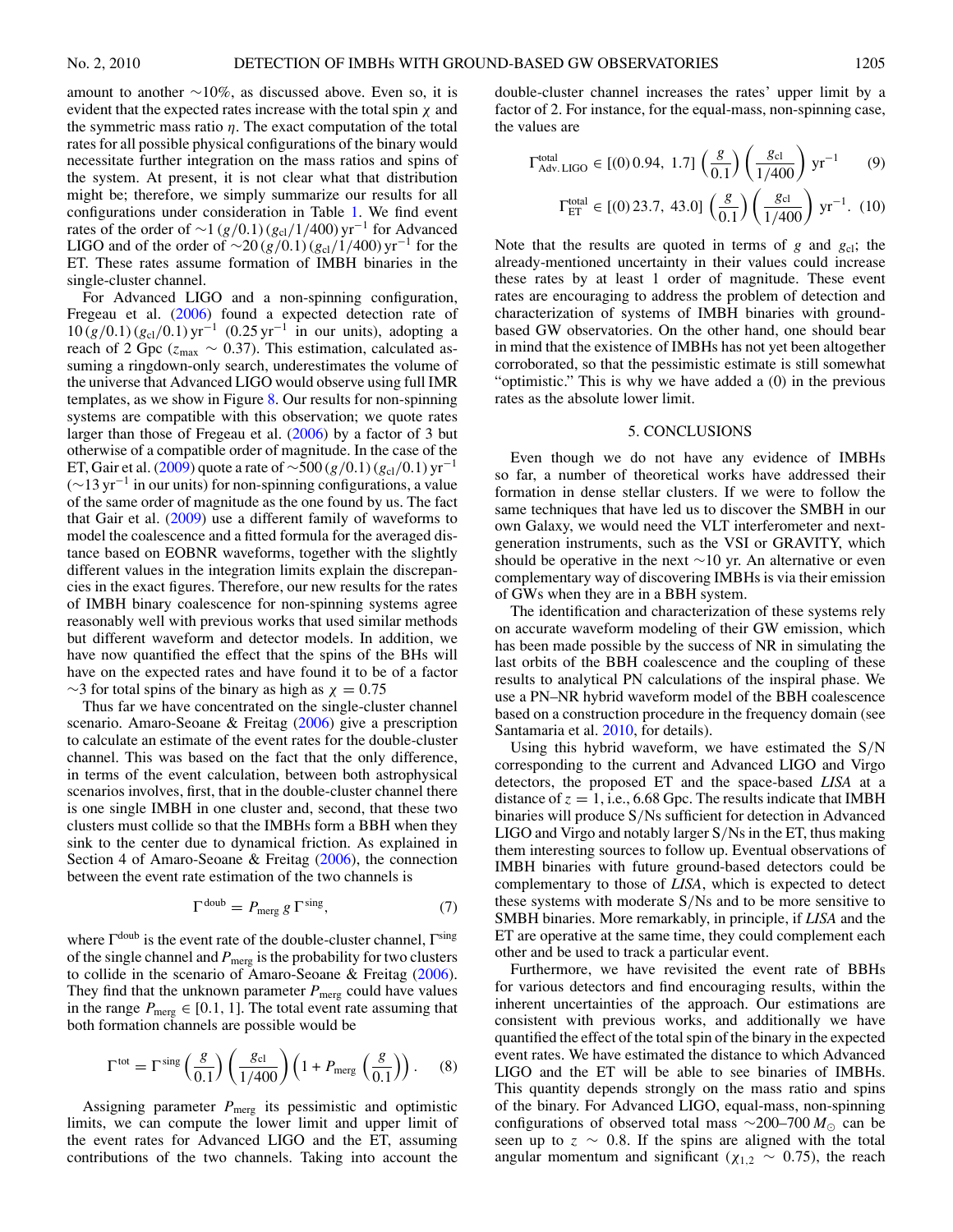amount to another $\sim$10%, as discussed above. Even so, it is evident that the expected rates increase with the total spin $\chi$ and the symmetric mass ratio $\eta$. The exact computation of the total rates for all possible physical configurations of the binary would necessitate further integration on the mass ratios and spins of the system. At present, it is not clear what that distribution might be; therefore, we simply summarize our results for all configurations under consideration in Table 1. We find event rates of the order of $\sim 1\,(g/0.1)\,(g_{\rm cl}/1/400)\,{\rm yr}^{-1}$ for Advanced LIGO and of the order of $\sim 20\,(g/0.1)\,(g_{\rm cl}/1/400)\,{\rm yr}^{-1}$ for the ET. These rates assume formation of IMBH binaries in the single-cluster channel.

For Advanced LIGO and a non-spinning configuration, Fregeau et al. (2006) found a expected detection rate of $10\,(g/0.1)\,(g_{\rm cl}/0.1)\,{\rm yr}^{-1}$ ($0.25\,{\rm yr}^{-1}$ in our units), adopting a reach of 2 Gpc ($z_{\rm max} \sim 0.37$). This estimation, calculated assuming a ringdown-only search, underestimates the volume of the universe that Advanced LIGO would observe using full IMR templates, as we show in Figure 8. Our results for non-spinning systems are compatible with this observation; we quote rates larger than those of Fregeau et al. (2006) by a factor of 3 but otherwise of a compatible order of magnitude. In the case of the ET, Gair et al. (2009) quote a rate of $\sim 500\,(g/0.1)\,(g_{\rm cl}/0.1)\,{\rm yr}^{-1}$ ($\sim 13\,{\rm yr}^{-1}$ in our units) for non-spinning configurations, a value of the same order of magnitude as the one found by us. The fact that Gair et al. (2009) use a different family of waveforms to model the coalescence and a fitted formula for the averaged distance based on EOBNR waveforms, together with the slightly different values in the integration limits explain the discrepancies in the exact figures. Therefore, our new results for the rates of IMBH binary coalescence for non-spinning systems agree reasonably well with previous works that used similar methods but different waveform and detector models. In addition, we have now quantified the effect that the spins of the BHs will have on the expected rates and have found it to be of a factor $\sim$3 for total spins of the binary as high as $\chi = 0.75$

Thus far we have concentrated on the single-cluster channel scenario. Amaro-Seoane & Freitag (2006) give a prescription to calculate an estimate of the event rates for the double-cluster channel. This was based on the fact that the only difference, in terms of the event calculation, between both astrophysical scenarios involves, first, that in the double-cluster channel there is one single IMBH in one cluster and, second, that these two clusters must collide so that the IMBHs form a BBH when they sink to the center due to dynamical friction. As explained in Section 4 of Amaro-Seoane & Freitag (2006), the connection between the event rate estimation of the two channels is

$$\Gamma^{\rm doub} = P_{\rm merg}\, g\, \Gamma^{\rm sing}, \tag{7}$$

where $\Gamma^{\rm doub}$ is the event rate of the double-cluster channel, $\Gamma^{\rm sing}$ of the single channel and $P_{\rm merg}$ is the probability for two clusters to collide in the scenario of Amaro-Seoane & Freitag (2006). They find that the unknown parameter $P_{\rm merg}$ could have values in the range $P_{\rm merg} \in [0.1, 1]$. The total event rate assuming that both formation channels are possible would be

$$\Gamma^{\rm tot} = \Gamma^{\rm sing}\left(\frac{g}{0.1}\right)\left(\frac{g_{\rm cl}}{1/400}\right)\left(1 + P_{\rm merg}\left(\frac{g}{0.1}\right)\right). \tag{8}$$

Assigning parameter $P_{\rm merg}$ its pessimistic and optimistic limits, we can compute the lower limit and upper limit of the event rates for Advanced LIGO and the ET, assuming contributions of the two channels. Taking into account the double-cluster channel increases the rates' upper limit by a factor of 2. For instance, for the equal-mass, non-spinning case, the values are

$$\Gamma^{\rm total}_{\rm Adv.\,LIGO} \in [(0)\,0.94,\ 1.7]\left(\frac{g}{0.1}\right)\left(\frac{g_{\rm cl}}{1/400}\right){\rm yr}^{-1} \tag{9}$$

$$\Gamma^{\rm total}_{\rm ET} \in [(0)\,23.7,\ 43.0]\left(\frac{g}{0.1}\right)\left(\frac{g_{\rm cl}}{1/400}\right){\rm yr}^{-1}. \tag{10}$$

Note that the results are quoted in terms of $g$ and $g_{\rm cl}$; the already-mentioned uncertainty in their values could increase these rates by at least 1 order of magnitude. These event rates are encouraging to address the problem of detection and characterization of systems of IMBH binaries with ground-based GW observatories. On the other hand, one should bear in mind that the existence of IMBHs has not yet been altogether corroborated, so that the pessimistic estimate is still somewhat "optimistic." This is why we have added a (0) in the previous rates as the absolute lower limit.

## 5. CONCLUSIONS

Even though we do not have any evidence of IMBHs so far, a number of theoretical works have addressed their formation in dense stellar clusters. If we were to follow the same techniques that have led us to discover the SMBH in our own Galaxy, we would need the VLT interferometer and next-generation instruments, such as the VSI or GRAVITY, which should be operative in the next $\sim$10 yr. An alternative or even complementary way of discovering IMBHs is via their emission of GWs when they are in a BBH system.

The identification and characterization of these systems rely on accurate waveform modeling of their GW emission, which has been made possible by the success of NR in simulating the last orbits of the BBH coalescence and the coupling of these results to analytical PN calculations of the inspiral phase. We use a PN–NR hybrid waveform model of the BBH coalescence based on a construction procedure in the frequency domain (see Santamaria et al. 2010, for details).

Using this hybrid waveform, we have estimated the S/N corresponding to the current and Advanced LIGO and Virgo detectors, the proposed ET and the space-based *LISA* at a distance of $z = 1$, i.e., 6.68 Gpc. The results indicate that IMBH binaries will produce S/Ns sufficient for detection in Advanced LIGO and Virgo and notably larger S/Ns in the ET, thus making them interesting sources to follow up. Eventual observations of IMBH binaries with future ground-based detectors could be complementary to those of *LISA*, which is expected to detect these systems with moderate S/Ns and to be more sensitive to SMBH binaries. More remarkably, in principle, if *LISA* and the ET are operative at the same time, they could complement each other and be used to track a particular event.

Furthermore, we have revisited the event rate of BBHs for various detectors and find encouraging results, within the inherent uncertainties of the approach. Our estimations are consistent with previous works, and additionally we have quantified the effect of the total spin of the binary in the expected event rates. We have estimated the distance to which Advanced LIGO and the ET will be able to see binaries of IMBHs. This quantity depends strongly on the mass ratio and spins of the binary. For Advanced LIGO, equal-mass, non-spinning configurations of observed total mass $\sim$200–700 $M_\odot$ can be seen up to $z \sim 0.8$. If the spins are aligned with the total angular momentum and significant ($\chi_{1,2} \sim 0.75$), the reach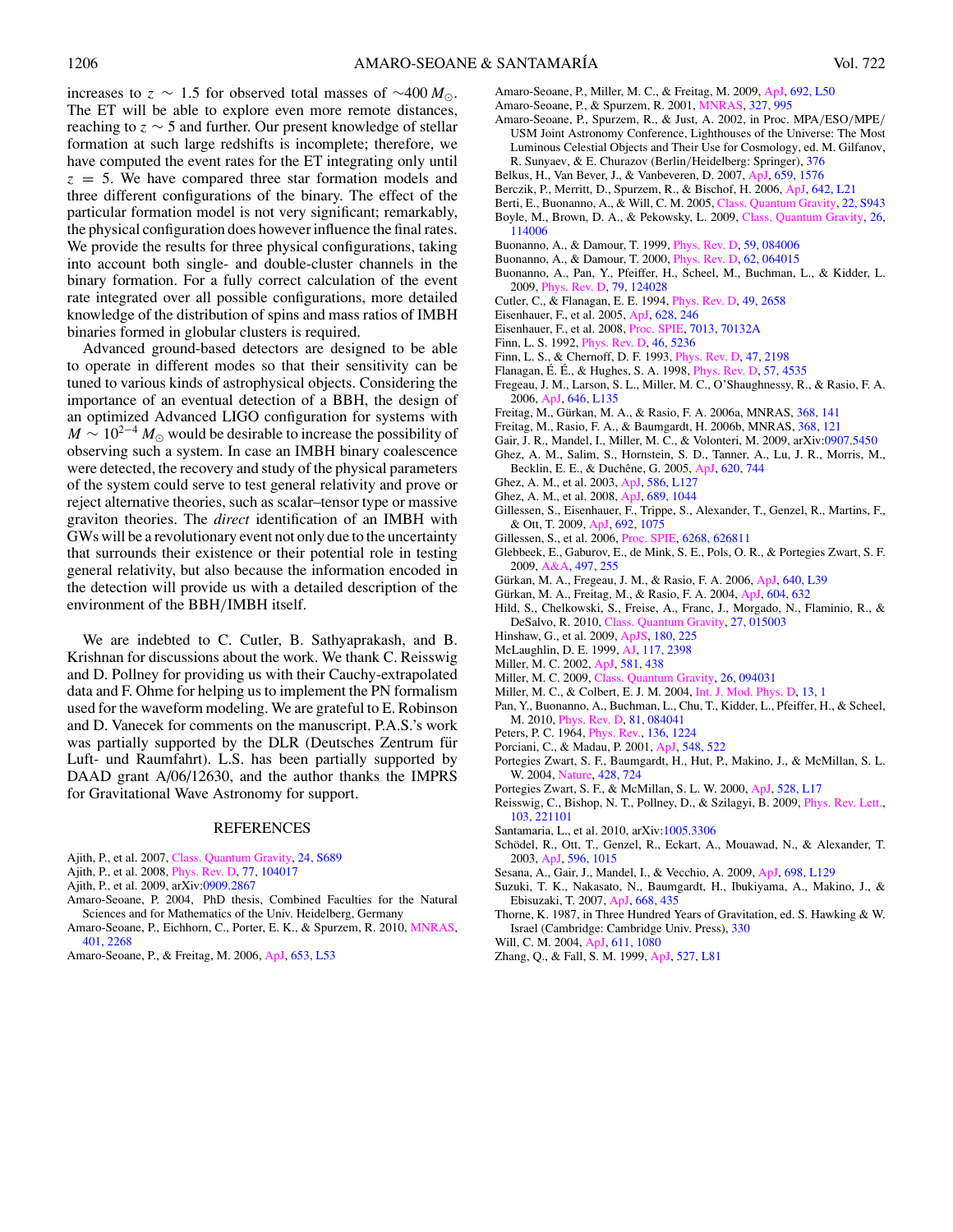increases to $z \sim 1.5$ for observed total masses of $\sim 400\, M_\odot$. The ET will be able to explore even more remote distances, reaching to $z \sim 5$ and further. Our present knowledge of stellar formation at such large redshifts is incomplete; therefore, we have computed the event rates for the ET integrating only until $z = 5$. We have compared three star formation models and three different configurations of the binary. The effect of the particular formation model is not very significant; remarkably, the physical configuration does however influence the final rates. We provide the results for three physical configurations, taking into account both single- and double-cluster channels in the binary formation. For a fully correct calculation of the event rate integrated over all possible configurations, more detailed knowledge of the distribution of spins and mass ratios of IMBH binaries formed in globular clusters is required.

Advanced ground-based detectors are designed to be able to operate in different modes so that their sensitivity can be tuned to various kinds of astrophysical objects. Considering the importance of an eventual detection of a BBH, the design of an optimized Advanced LIGO configuration for systems with $M \sim 10^{2-4}\, M_\odot$ would be desirable to increase the possibility of observing such a system. In case an IMBH binary coalescence were detected, the recovery and study of the physical parameters of the system could serve to test general relativity and prove or reject alternative theories, such as scalar–tensor type or massive graviton theories. The *direct* identification of an IMBH with GWs will be a revolutionary event not only due to the uncertainty that surrounds their existence or their potential role in testing general relativity, but also because the information encoded in the detection will provide us with a detailed description of the environment of the BBH/IMBH itself.

We are indebted to C. Cutler, B. Sathyaprakash, and B. Krishnan for discussions about the work. We thank C. Reisswig and D. Pollney for providing us with their Cauchy-extrapolated data and F. Ohme for helping us to implement the PN formalism used for the waveform modeling. We are grateful to E. Robinson and D. Vanecek for comments on the manuscript. P.A.S.'s work was partially supported by the DLR (Deutsches Zentrum für Luft- und Raumfahrt). L.S. has been partially supported by DAAD grant A/06/12630, and the author thanks the IMPRS for Gravitational Wave Astronomy for support.

## REFERENCES

Ajith, P., et al. 2007, Class. Quantum Gravity, 24, S689

Ajith, P., et al. 2008, Phys. Rev. D, 77, 104017

Ajith, P., et al. 2009, arXiv:0909.2867

Amaro-Seoane, P. 2004, PhD thesis, Combined Faculties for the Natural Sciences and for Mathematics of the Univ. Heidelberg, Germany

Amaro-Seoane, P., Eichhorn, C., Porter, E. K., & Spurzem, R. 2010, MNRAS, 401, 2268

Amaro-Seoane, P., & Freitag, M. 2006, ApJ, 653, L53

Amaro-Seoane, P., Miller, M. C., & Freitag, M. 2009, ApJ, 692, L50

Amaro-Seoane, P., & Spurzem, R. 2001, MNRAS, 327, 995

Amaro-Seoane, P., Spurzem, R., & Just, A. 2002, in Proc. MPA/ESO/MPE/USM Joint Astronomy Conference, Lighthouses of the Universe: The Most Luminous Celestial Objects and Their Use for Cosmology, ed. M. Gilfanov, R. Sunyaev, & E. Churazov (Berlin/Heidelberg: Springer), 376

Belkus, H., Van Bever, J., & Vanbeveren, D. 2007, ApJ, 659, 1576

Berczik, P., Merritt, D., Spurzem, R., & Bischof, H. 2006, ApJ, 642, L21

Berti, E., Buonanno, A., & Will, C. M. 2005, Class. Quantum Gravity, 22, S943

Boyle, M., Brown, D. A., & Pekowsky, L. 2009, Class. Quantum Gravity, 26, 114006

Buonanno, A., & Damour, T. 1999, Phys. Rev. D, 59, 084006

Buonanno, A., & Damour, T. 2000, Phys. Rev. D, 62, 064015

Buonanno, A., Pan, Y., Pfeiffer, H., Scheel, M., Buchman, L., & Kidder, L. 2009, Phys. Rev. D, 79, 124028

Cutler, C., & Flanagan, E. E. 1994, Phys. Rev. D, 49, 2658

Eisenhauer, F., et al. 2005, ApJ, 628, 246

Eisenhauer, F., et al. 2008, Proc. SPIE, 7013, 70132A

Finn, L. S. 1992, Phys. Rev. D, 46, 5236

Finn, L. S., & Chernoff, D. F. 1993, Phys. Rev. D, 47, 2198

Flanagan, É. É., & Hughes, S. A. 1998, Phys. Rev. D, 57, 4535

Fregeau, J. M., Larson, S. L., Miller, M. C., O'Shaughnessy, R., & Rasio, F. A. 2006, ApJ, 646, L135

Freitag, M., Gürkan, M. A., & Rasio, F. A. 2006a, MNRAS, 368, 141

Freitag, M., Rasio, F. A., & Baumgardt, H. 2006b, MNRAS, 368, 121

Gair, J. R., Mandel, I., Miller, M. C., & Volonteri, M. 2009, arXiv:0907.5450

Ghez, A. M., Salim, S., Hornstein, S. D., Tanner, A., Lu, J. R., Morris, M., Becklin, E. E., & Duchêne, G. 2005, ApJ, 620, 744

Ghez, A. M., et al. 2003, ApJ, 586, L127

Ghez, A. M., et al. 2008, ApJ, 689, 1044

Gillessen, S., Eisenhauer, F., Trippe, S., Alexander, T., Genzel, R., Martins, F., & Ott, T. 2009, ApJ, 692, 1075

Gillessen, S., et al. 2006, Proc. SPIE, 6268, 626811

Glebbeek, E., Gaburov, E., de Mink, S. E., Pols, O. R., & Portegies Zwart, S. F. 2009, A&A, 497, 255

Gürkan, M. A., Fregeau, J. M., & Rasio, F. A. 2006, ApJ, 640, L39

Gürkan, M. A., Freitag, M., & Rasio, F. A. 2004, ApJ, 604, 632

Hild, S., Chelkowski, S., Freise, A., Franc, J., Morgado, N., Flaminio, R., & DeSalvo, R. 2010, Class. Quantum Gravity, 27, 015003

Hinshaw, G., et al. 2009, ApJS, 180, 225

McLaughlin, D. E. 1999, AJ, 117, 2398

Miller, M. C. 2002, ApJ, 581, 438

Miller, M. C. 2009, Class. Quantum Gravity, 26, 094031

Miller, M. C., & Colbert, E. J. M. 2004, Int. J. Mod. Phys. D, 13, 1

Pan, Y., Buonanno, A., Buchman, L., Chu, T., Kidder, L., Pfeiffer, H., & Scheel, M. 2010, Phys. Rev. D, 81, 084041

Peters, P. C. 1964, Phys. Rev., 136, 1224

Porciani, C., & Madau, P. 2001, ApJ, 548, 522

Portegies Zwart, S. F., Baumgardt, H., Hut, P., Makino, J., & McMillan, S. L. W. 2004, Nature, 428, 724

Portegies Zwart, S. F., & McMillan, S. L. W. 2000, ApJ, 528, L17

Reisswig, C., Bishop, N. T., Pollney, D., & Szilagyi, B. 2009, Phys. Rev. Lett., 103, 221101

Santamaria, L., et al. 2010, arXiv:1005.3306

Schödel, R., Ott, T., Genzel, R., Eckart, A., Mouawad, N., & Alexander, T. 2003, ApJ, 596, 1015

Sesana, A., Gair, J., Mandel, I., & Vecchio, A. 2009, ApJ, 698, L129

Suzuki, T. K., Nakasato, N., Baumgardt, H., Ibukiyama, A., Makino, J., & Ebisuzaki, T. 2007, ApJ, 668, 435

Thorne, K. 1987, in Three Hundred Years of Gravitation, ed. S. Hawking & W. Israel (Cambridge: Cambridge Univ. Press), 330

Will, C. M. 2004, ApJ, 611, 1080

Zhang, Q., & Fall, S. M. 1999, ApJ, 527, L81